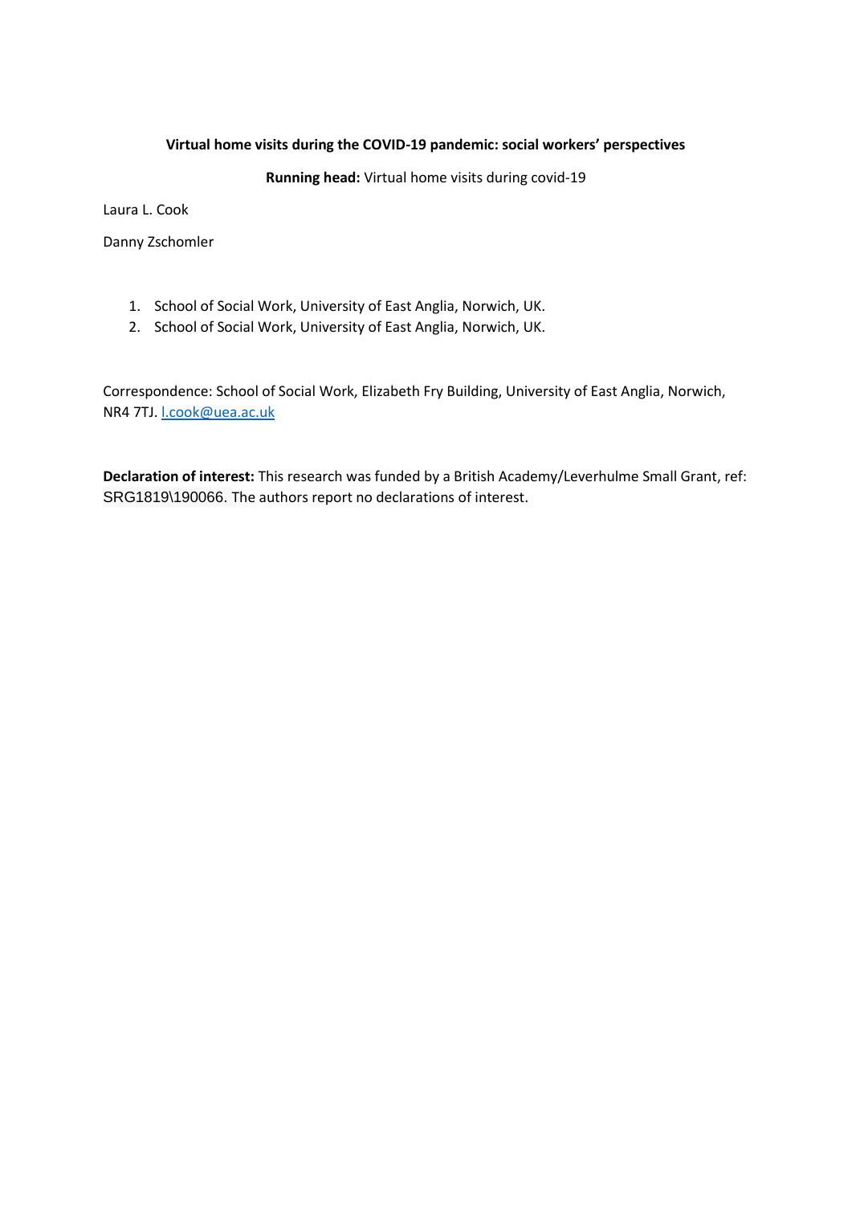**Virtual home visits during the COVID-19 pandemic: social workers' perspectives**

**Running head:** Virtual home visits during covid-19

Laura L. Cook

Danny Zschomler

1. School of Social Work, University of East Anglia, Norwich, UK.
2. School of Social Work, University of East Anglia, Norwich, UK.

Correspondence: School of Social Work, Elizabeth Fry Building, University of East Anglia, Norwich, NR4 7TJ. l.cook@uea.ac.uk

**Declaration of interest:** This research was funded by a British Academy/Leverhulme Small Grant, ref: SRG1819\190066. The authors report no declarations of interest.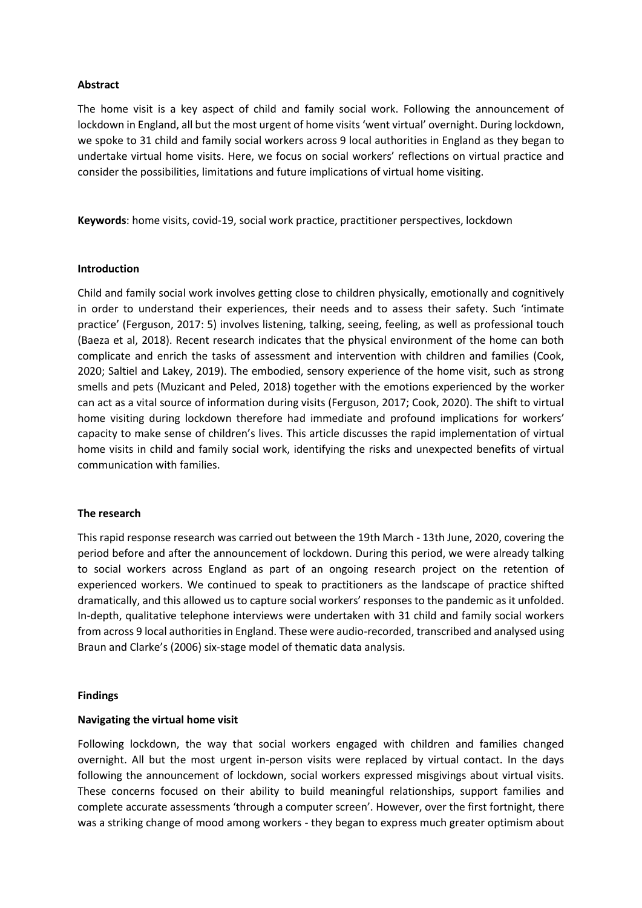**Abstract**

The home visit is a key aspect of child and family social work. Following the announcement of lockdown in England, all but the most urgent of home visits 'went virtual' overnight. During lockdown, we spoke to 31 child and family social workers across 9 local authorities in England as they began to undertake virtual home visits. Here, we focus on social workers' reflections on virtual practice and consider the possibilities, limitations and future implications of virtual home visiting.

**Keywords**: home visits, covid-19, social work practice, practitioner perspectives, lockdown

## Introduction

Child and family social work involves getting close to children physically, emotionally and cognitively in order to understand their experiences, their needs and to assess their safety. Such 'intimate practice' (Ferguson, 2017: 5) involves listening, talking, seeing, feeling, as well as professional touch (Baeza et al, 2018). Recent research indicates that the physical environment of the home can both complicate and enrich the tasks of assessment and intervention with children and families (Cook, 2020; Saltiel and Lakey, 2019). The embodied, sensory experience of the home visit, such as strong smells and pets (Muzicant and Peled, 2018) together with the emotions experienced by the worker can act as a vital source of information during visits (Ferguson, 2017; Cook, 2020). The shift to virtual home visiting during lockdown therefore had immediate and profound implications for workers' capacity to make sense of children's lives. This article discusses the rapid implementation of virtual home visits in child and family social work, identifying the risks and unexpected benefits of virtual communication with families.

## The research

This rapid response research was carried out between the 19th March - 13th June, 2020, covering the period before and after the announcement of lockdown. During this period, we were already talking to social workers across England as part of an ongoing research project on the retention of experienced workers. We continued to speak to practitioners as the landscape of practice shifted dramatically, and this allowed us to capture social workers' responses to the pandemic as it unfolded. In-depth, qualitative telephone interviews were undertaken with 31 child and family social workers from across 9 local authorities in England. These were audio-recorded, transcribed and analysed using Braun and Clarke's (2006) six-stage model of thematic data analysis.

## Findings

### Navigating the virtual home visit

Following lockdown, the way that social workers engaged with children and families changed overnight. All but the most urgent in-person visits were replaced by virtual contact. In the days following the announcement of lockdown, social workers expressed misgivings about virtual visits. These concerns focused on their ability to build meaningful relationships, support families and complete accurate assessments 'through a computer screen'. However, over the first fortnight, there was a striking change of mood among workers - they began to express much greater optimism about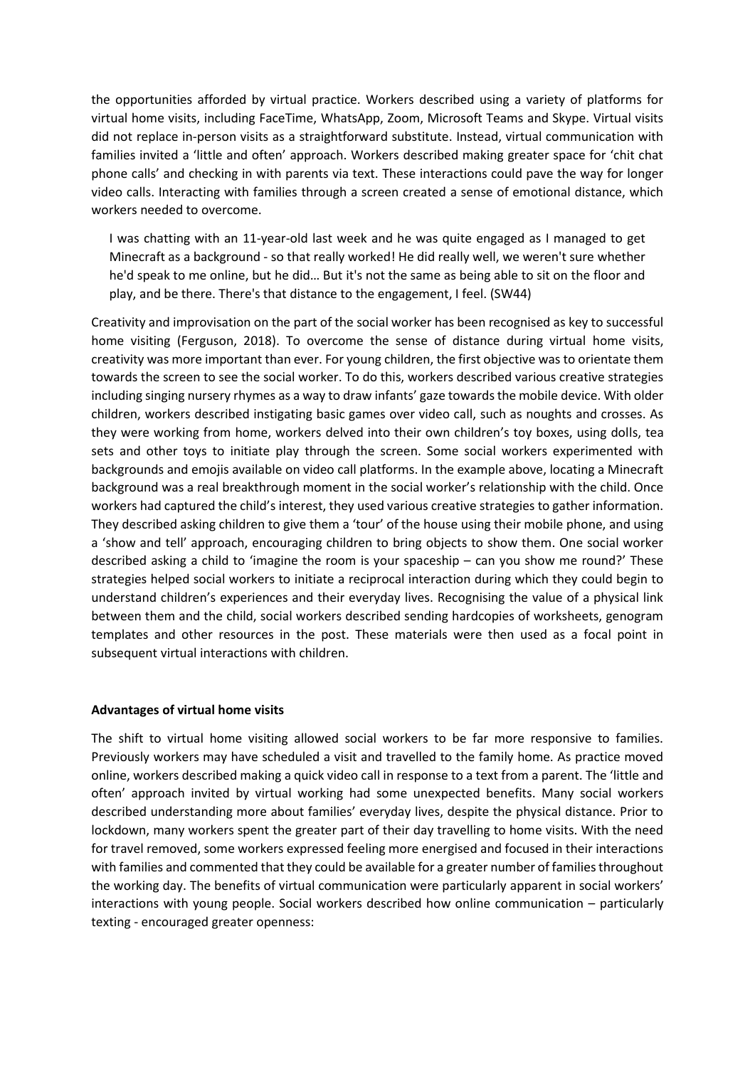the opportunities afforded by virtual practice. Workers described using a variety of platforms for virtual home visits, including FaceTime, WhatsApp, Zoom, Microsoft Teams and Skype. Virtual visits did not replace in-person visits as a straightforward substitute. Instead, virtual communication with families invited a 'little and often' approach. Workers described making greater space for 'chit chat phone calls' and checking in with parents via text. These interactions could pave the way for longer video calls. Interacting with families through a screen created a sense of emotional distance, which workers needed to overcome.

> I was chatting with an 11-year-old last week and he was quite engaged as I managed to get Minecraft as a background - so that really worked! He did really well, we weren't sure whether he'd speak to me online, but he did… But it's not the same as being able to sit on the floor and play, and be there. There's that distance to the engagement, I feel. (SW44)

Creativity and improvisation on the part of the social worker has been recognised as key to successful home visiting (Ferguson, 2018). To overcome the sense of distance during virtual home visits, creativity was more important than ever. For young children, the first objective was to orientate them towards the screen to see the social worker. To do this, workers described various creative strategies including singing nursery rhymes as a way to draw infants' gaze towards the mobile device. With older children, workers described instigating basic games over video call, such as noughts and crosses. As they were working from home, workers delved into their own children's toy boxes, using dolls, tea sets and other toys to initiate play through the screen. Some social workers experimented with backgrounds and emojis available on video call platforms. In the example above, locating a Minecraft background was a real breakthrough moment in the social worker's relationship with the child. Once workers had captured the child's interest, they used various creative strategies to gather information. They described asking children to give them a 'tour' of the house using their mobile phone, and using a 'show and tell' approach, encouraging children to bring objects to show them. One social worker described asking a child to 'imagine the room is your spaceship – can you show me round?' These strategies helped social workers to initiate a reciprocal interaction during which they could begin to understand children's experiences and their everyday lives. Recognising the value of a physical link between them and the child, social workers described sending hardcopies of worksheets, genogram templates and other resources in the post. These materials were then used as a focal point in subsequent virtual interactions with children.

**Advantages of virtual home visits**

The shift to virtual home visiting allowed social workers to be far more responsive to families. Previously workers may have scheduled a visit and travelled to the family home. As practice moved online, workers described making a quick video call in response to a text from a parent. The 'little and often' approach invited by virtual working had some unexpected benefits. Many social workers described understanding more about families' everyday lives, despite the physical distance. Prior to lockdown, many workers spent the greater part of their day travelling to home visits. With the need for travel removed, some workers expressed feeling more energised and focused in their interactions with families and commented that they could be available for a greater number of families throughout the working day. The benefits of virtual communication were particularly apparent in social workers' interactions with young people. Social workers described how online communication – particularly texting - encouraged greater openness: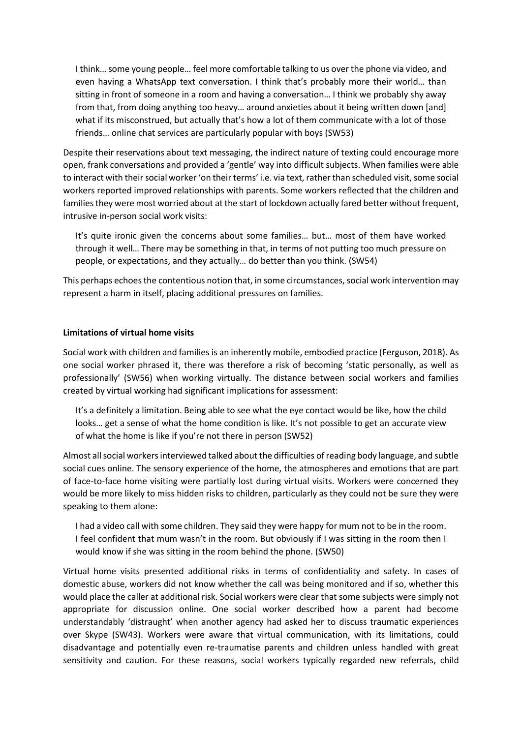> I think… some young people… feel more comfortable talking to us over the phone via video, and even having a WhatsApp text conversation. I think that's probably more their world… than sitting in front of someone in a room and having a conversation… I think we probably shy away from that, from doing anything too heavy… around anxieties about it being written down [and] what if its misconstrued, but actually that's how a lot of them communicate with a lot of those friends… online chat services are particularly popular with boys (SW53)

Despite their reservations about text messaging, the indirect nature of texting could encourage more open, frank conversations and provided a 'gentle' way into difficult subjects. When families were able to interact with their social worker 'on their terms' i.e. via text, rather than scheduled visit, some social workers reported improved relationships with parents. Some workers reflected that the children and families they were most worried about at the start of lockdown actually fared better without frequent, intrusive in-person social work visits:

> It's quite ironic given the concerns about some families… but… most of them have worked through it well… There may be something in that, in terms of not putting too much pressure on people, or expectations, and they actually… do better than you think. (SW54)

This perhaps echoes the contentious notion that, in some circumstances, social work intervention may represent a harm in itself, placing additional pressures on families.

**Limitations of virtual home visits**

Social work with children and families is an inherently mobile, embodied practice (Ferguson, 2018). As one social worker phrased it, there was therefore a risk of becoming 'static personally, as well as professionally' (SW56) when working virtually. The distance between social workers and families created by virtual working had significant implications for assessment:

> It's a definitely a limitation. Being able to see what the eye contact would be like, how the child looks… get a sense of what the home condition is like. It's not possible to get an accurate view of what the home is like if you're not there in person (SW52)

Almost all social workers interviewed talked about the difficulties of reading body language, and subtle social cues online. The sensory experience of the home, the atmospheres and emotions that are part of face-to-face home visiting were partially lost during virtual visits. Workers were concerned they would be more likely to miss hidden risks to children, particularly as they could not be sure they were speaking to them alone:

> I had a video call with some children. They said they were happy for mum not to be in the room. I feel confident that mum wasn't in the room. But obviously if I was sitting in the room then I would know if she was sitting in the room behind the phone. (SW50)

Virtual home visits presented additional risks in terms of confidentiality and safety. In cases of domestic abuse, workers did not know whether the call was being monitored and if so, whether this would place the caller at additional risk. Social workers were clear that some subjects were simply not appropriate for discussion online. One social worker described how a parent had become understandably 'distraught' when another agency had asked her to discuss traumatic experiences over Skype (SW43). Workers were aware that virtual communication, with its limitations, could disadvantage and potentially even re-traumatise parents and children unless handled with great sensitivity and caution. For these reasons, social workers typically regarded new referrals, child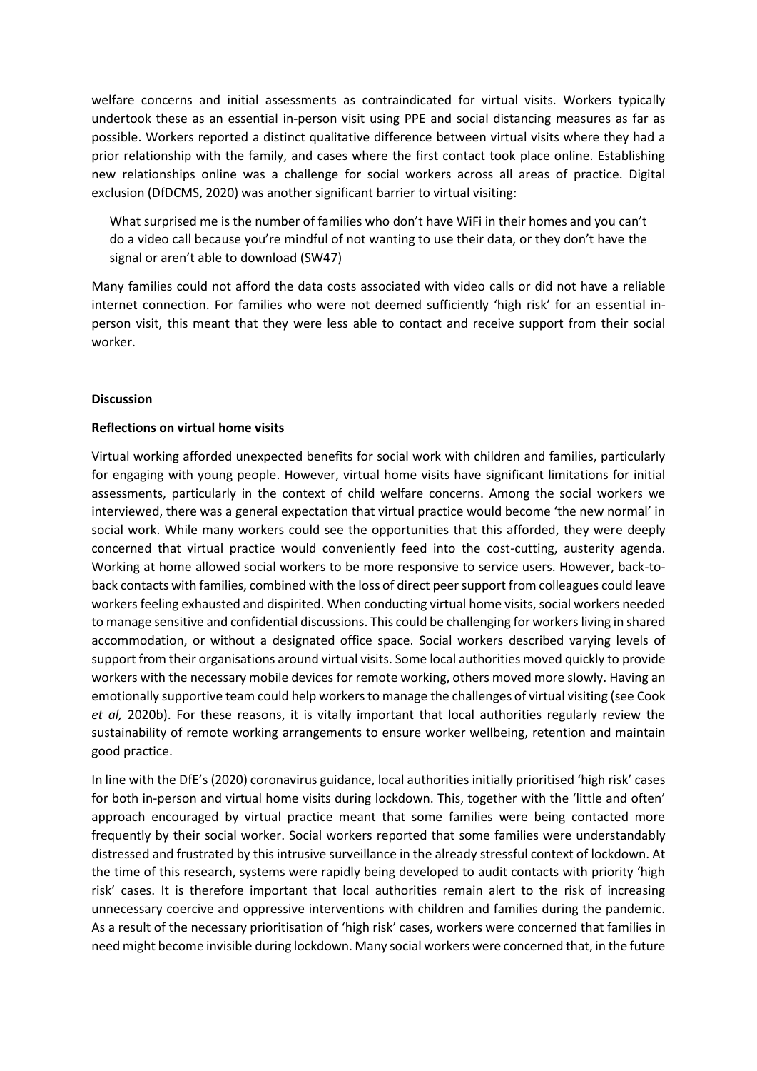welfare concerns and initial assessments as contraindicated for virtual visits. Workers typically undertook these as an essential in-person visit using PPE and social distancing measures as far as possible. Workers reported a distinct qualitative difference between virtual visits where they had a prior relationship with the family, and cases where the first contact took place online. Establishing new relationships online was a challenge for social workers across all areas of practice. Digital exclusion (DfDCMS, 2020) was another significant barrier to virtual visiting:

> What surprised me is the number of families who don't have WiFi in their homes and you can't do a video call because you're mindful of not wanting to use their data, or they don't have the signal or aren't able to download (SW47)

Many families could not afford the data costs associated with video calls or did not have a reliable internet connection. For families who were not deemed sufficiently 'high risk' for an essential in-person visit, this meant that they were less able to contact and receive support from their social worker.

## Discussion

### Reflections on virtual home visits

Virtual working afforded unexpected benefits for social work with children and families, particularly for engaging with young people. However, virtual home visits have significant limitations for initial assessments, particularly in the context of child welfare concerns. Among the social workers we interviewed, there was a general expectation that virtual practice would become 'the new normal' in social work. While many workers could see the opportunities that this afforded, they were deeply concerned that virtual practice would conveniently feed into the cost-cutting, austerity agenda. Working at home allowed social workers to be more responsive to service users. However, back-to-back contacts with families, combined with the loss of direct peer support from colleagues could leave workers feeling exhausted and dispirited. When conducting virtual home visits, social workers needed to manage sensitive and confidential discussions. This could be challenging for workers living in shared accommodation, or without a designated office space. Social workers described varying levels of support from their organisations around virtual visits. Some local authorities moved quickly to provide workers with the necessary mobile devices for remote working, others moved more slowly. Having an emotionally supportive team could help workers to manage the challenges of virtual visiting (see Cook *et al,* 2020b). For these reasons, it is vitally important that local authorities regularly review the sustainability of remote working arrangements to ensure worker wellbeing, retention and maintain good practice.

In line with the DfE's (2020) coronavirus guidance, local authorities initially prioritised 'high risk' cases for both in-person and virtual home visits during lockdown. This, together with the 'little and often' approach encouraged by virtual practice meant that some families were being contacted more frequently by their social worker. Social workers reported that some families were understandably distressed and frustrated by this intrusive surveillance in the already stressful context of lockdown. At the time of this research, systems were rapidly being developed to audit contacts with priority 'high risk' cases. It is therefore important that local authorities remain alert to the risk of increasing unnecessary coercive and oppressive interventions with children and families during the pandemic. As a result of the necessary prioritisation of 'high risk' cases, workers were concerned that families in need might become invisible during lockdown. Many social workers were concerned that, in the future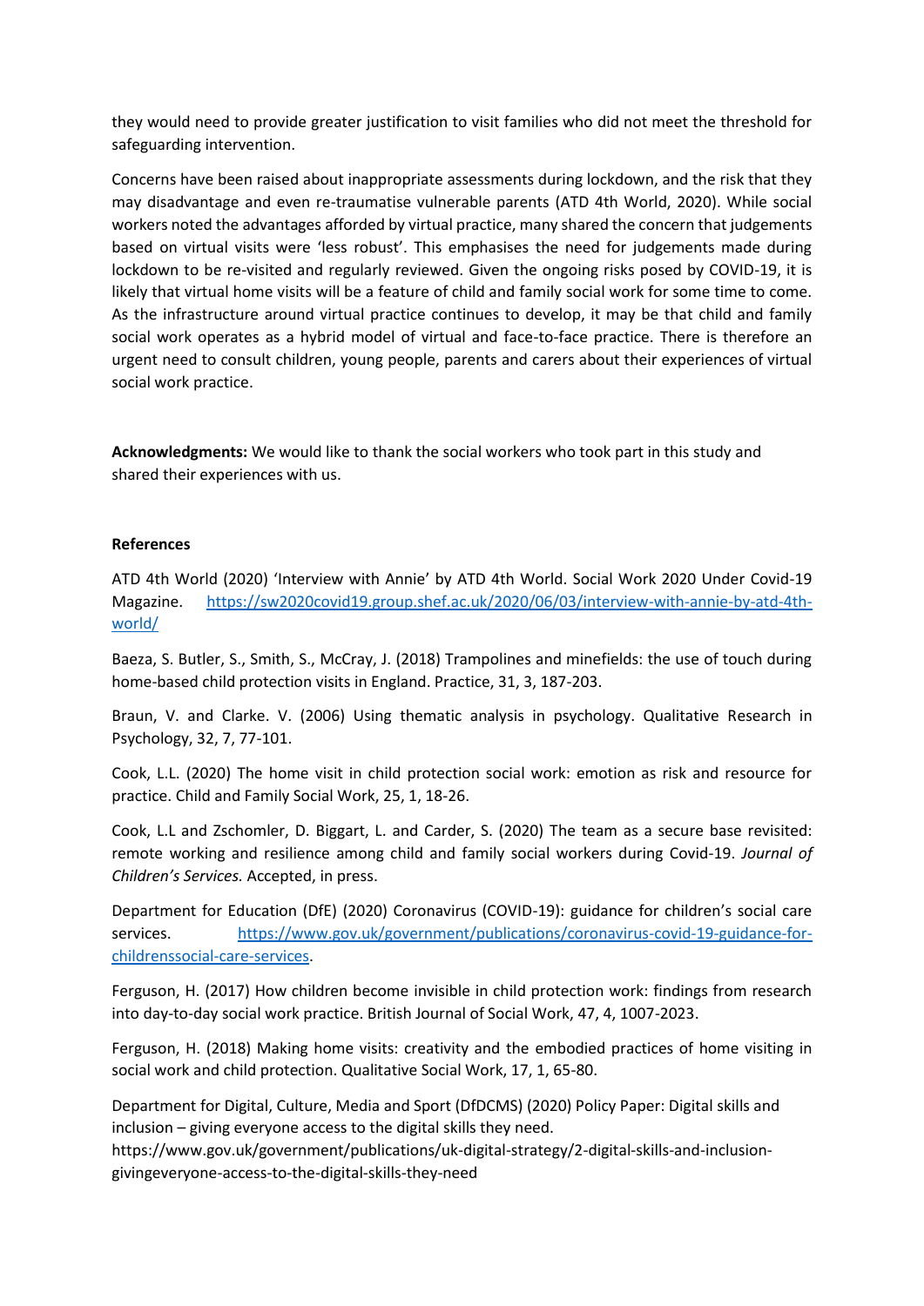they would need to provide greater justification to visit families who did not meet the threshold for safeguarding intervention.

Concerns have been raised about inappropriate assessments during lockdown, and the risk that they may disadvantage and even re-traumatise vulnerable parents (ATD 4th World, 2020). While social workers noted the advantages afforded by virtual practice, many shared the concern that judgements based on virtual visits were 'less robust'. This emphasises the need for judgements made during lockdown to be re-visited and regularly reviewed. Given the ongoing risks posed by COVID-19, it is likely that virtual home visits will be a feature of child and family social work for some time to come. As the infrastructure around virtual practice continues to develop, it may be that child and family social work operates as a hybrid model of virtual and face-to-face practice. There is therefore an urgent need to consult children, young people, parents and carers about their experiences of virtual social work practice.

**Acknowledgments:** We would like to thank the social workers who took part in this study and shared their experiences with us.

**References**

ATD 4th World (2020) 'Interview with Annie' by ATD 4th World. Social Work 2020 Under Covid-19 Magazine. https://sw2020covid19.group.shef.ac.uk/2020/06/03/interview-with-annie-by-atd-4th-world/

Baeza, S. Butler, S., Smith, S., McCray, J. (2018) Trampolines and minefields: the use of touch during home-based child protection visits in England. Practice, 31, 3, 187-203.

Braun, V. and Clarke. V. (2006) Using thematic analysis in psychology. Qualitative Research in Psychology, 32, 7, 77-101.

Cook, L.L. (2020) The home visit in child protection social work: emotion as risk and resource for practice. Child and Family Social Work, 25, 1, 18-26.

Cook, L.L and Zschomler, D. Biggart, L. and Carder, S. (2020) The team as a secure base revisited: remote working and resilience among child and family social workers during Covid-19. *Journal of Children's Services.* Accepted, in press.

Department for Education (DfE) (2020) Coronavirus (COVID-19): guidance for children's social care services. https://www.gov.uk/government/publications/coronavirus-covid-19-guidance-for-childrenssocial-care-services.

Ferguson, H. (2017) How children become invisible in child protection work: findings from research into day-to-day social work practice. British Journal of Social Work, 47, 4, 1007-2023.

Ferguson, H. (2018) Making home visits: creativity and the embodied practices of home visiting in social work and child protection. Qualitative Social Work, 17, 1, 65-80.

Department for Digital, Culture, Media and Sport (DfDCMS) (2020) Policy Paper: Digital skills and inclusion – giving everyone access to the digital skills they need. https://www.gov.uk/government/publications/uk-digital-strategy/2-digital-skills-and-inclusion-givingeveryone-access-to-the-digital-skills-they-need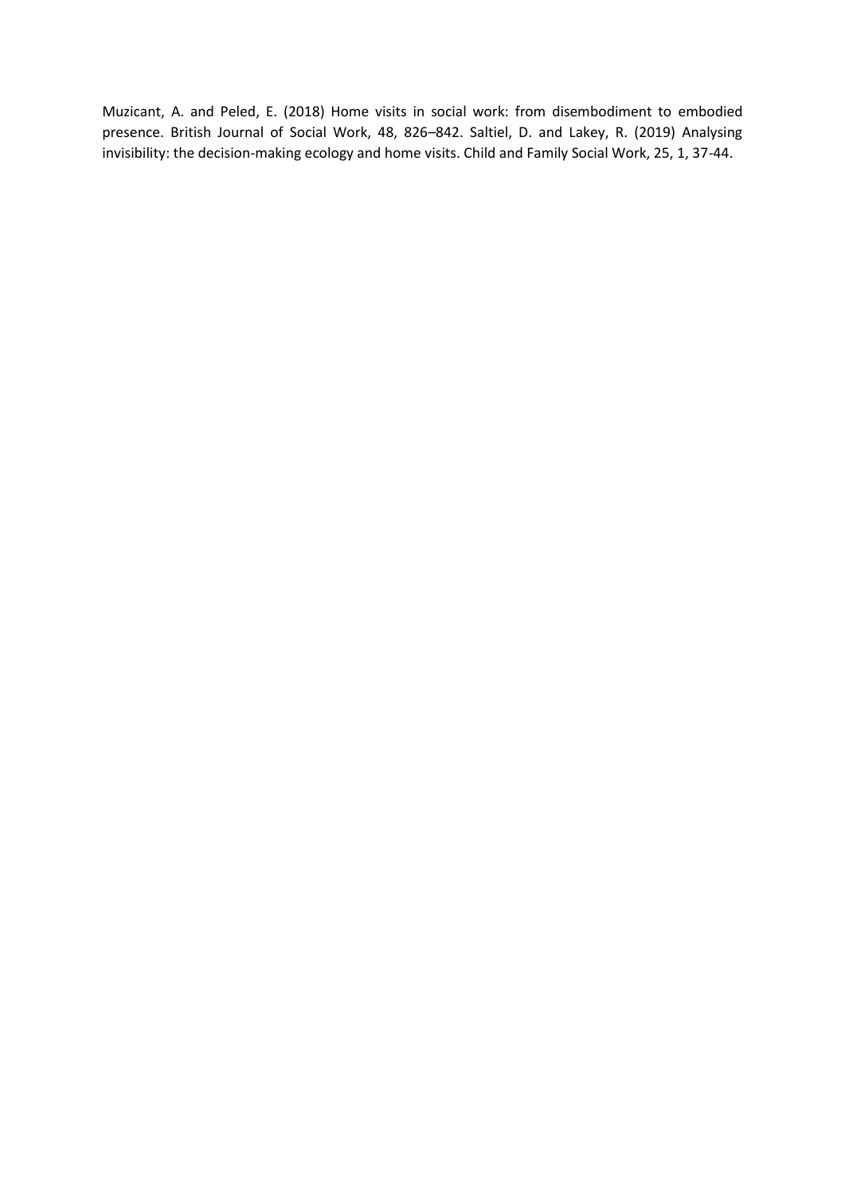Muzicant, A. and Peled, E. (2018) Home visits in social work: from disembodiment to embodied presence. British Journal of Social Work, 48, 826–842. Saltiel, D. and Lakey, R. (2019) Analysing invisibility: the decision-making ecology and home visits. Child and Family Social Work, 25, 1, 37-44.